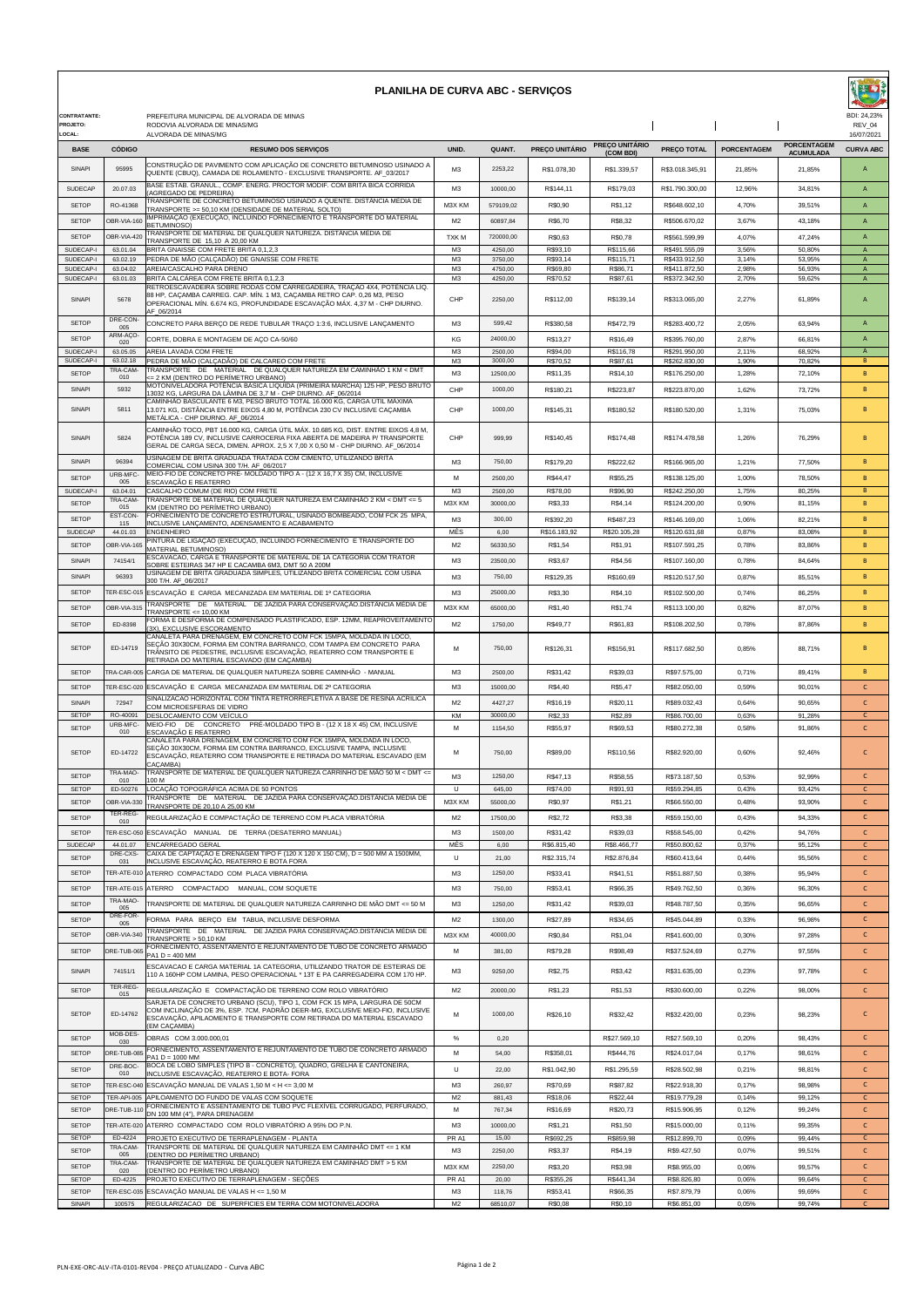# PLANILHA DE CURVA ABC - SERVIÇOS

**CONTRATANTE:** PREFEITURA MUNICIPAL DE ALVORADA DE MINAS
**PROJETO:** RODOVIA ALVORADA DE MINAS/MG
**LOCAL:** ALVORADA DE MINAS/MG

BDI: 24,23%
REV_04
16/07/2021

| BASE | CÓDIGO | RESUMO DOS SERVIÇOS | UNID. | QUANT. | PREÇO UNITÁRIO | PREÇO UNITÁRIO (COM BDI) | PREÇO TOTAL | PORCENTAGEM | PORCENTAGEM ACUMULADA | CURVA ABC |
|---|---|---|---|---|---|---|---|---|---|---|
| SINAPI | 95995 | CONSTRUÇÃO DE PAVIMENTO COM APLICAÇÃO DE CONCRETO BETUMINOSO USINADO A QUENTE (CBUQ), CAMADA DE ROLAMENTO - EXCLUSIVE TRANSPORTE. AF_03/2017 | M3 | 2253,22 | R$1.078,30 | R$1.339,57 | R$3.018.345,91 | 21,85% | 21,85% | A |
| SUDECAP | 20.07.03 | BASE ESTAB. GRANUL., COMP. ENERG. PROCTOR MODIF. COM BRITA BICA CORRIDA (AGREGADO DE PEDREIRA) | M3 | 10000,00 | R$144,11 | R$179,03 | R$1.790.300,00 | 12,96% | 34,81% | A |
| SETOP | RO-41368 | TRANSPORTE DE CONCRETO BETUMINOSO USINADO A QUENTE. DISTÂNCIA MÉDIA DE TRANSPORTE >= 50,10 KM (DENSIDADE DE MATERIAL SOLTO) | M3X KM | 579109,02 | R$0,90 | R$1,12 | R$648.602,10 | 4,70% | 39,51% | A |
| SETOP | OBR-VIA-160 | IMPRIMAÇÃO (EXECUÇÃO, INCLUINDO FORNECIMENTO E TRANSPORTE DO MATERIAL BETUMINOSO) | M2 | 60897,84 | R$6,70 | R$8,32 | R$506.670,02 | 3,67% | 43,18% | A |
| SETOP | OBR-VIA-420 | TRANSPORTE DE MATERIAL DE QUALQUER NATUREZA. DISTÂNCIA MÉDIA DE TRANSPORTE DE 15,10 A 20,00 KM | TXK M | 720000,00 | R$0,63 | R$0,78 | R$561.599,99 | 4,07% | 47,24% | A |
| SUDECAP-I | 63.01.04 | BRITA GNAISSE COM FRETE BRITA 0,1,2,3 | M3 | 4250,00 | R$93,10 | R$115,66 | R$491.555,09 | 3,56% | 50,80% | A |
| SUDECAP-I | 63.02.19 | PEDRA DE MÃO (CALÇADÃO) DE GNAISSE COM FRETE | M3 | 3750,00 | R$93,14 | R$115,71 | R$433.912,50 | 3,14% | 53,95% | A |
| SUDECAP-I | 63.04.02 | AREIA/CASCALHO PARA DRENO | M3 | 4750,00 | R$69,80 | R$86,71 | R$411.872,50 | 2,98% | 56,93% | A |
| SUDECAP-I | 63.01.03 | BRITA CALCÁREA COM FRETE BRITA 0,1,2,3 | M3 | 4250,00 | R$70,52 | R$87,61 | R$372.342,50 | 2,70% | 59,62% | A |
| SINAPI | 5678 | RETROESCAVADEIRA SOBRE RODAS COM CARREGADEIRA, TRAÇÃO 4X4, POTÊNCIA LÍQ. 88 HP, CAÇAMBA CARREG. CAP. MÍN. 1 M3, CAÇAMBA RETRO CAP. 0,26 M3, PESO OPERACIONAL MÍN. 6.674 KG, PROFUNDIDADE ESCAVAÇÃO MÁX. 4,37 M - CHP DIURNO. AF_06/2014 | CHP | 2250,00 | R$112,00 | R$139,14 | R$313.065,00 | 2,27% | 61,89% | A |
| SETOP | DRE-CON-005 | CONCRETO PARA BERÇO DE REDE TUBULAR TRAÇO 1:3:6, INCLUSIVE LANÇAMENTO | M3 | 599,42 | R$380,58 | R$472,79 | R$283.400,72 | 2,05% | 63,94% | A |
| SETOP | ARM-AÇO-020 | CORTE, DOBRA E MONTAGEM DE AÇO CA-50/60 | KG | 24000,00 | R$13,27 | R$16,49 | R$395.760,00 | 2,87% | 66,81% | A |
| SUDECAP-I | 63.05.05 | AREIA LAVADA COM FRETE | M3 | 2500,00 | R$94,00 | R$116,78 | R$291.950,00 | 2,11% | 68,92% | A |
| SUDECAP-I | 63.02.18 | PEDRA DE MÃO (CALÇADÃO) DE CALCAREO COM FRETE | M3 | 3000,00 | R$70,52 | R$87,61 | R$262.830,00 | 1,90% | 70,82% | B |
| SETOP | TRA-CAM-010 | TRANSPORTE DE MATERIAL DE QUALQUER NATUREZA EM CAMINHÃO 1 KM < DMT <= 2 KM (DENTRO DO PERÍMETRO URBANO) | M3 | 12500,00 | R$11,35 | R$14,10 | R$176.250,00 | 1,28% | 72,10% | B |
| SINAPI | 5932 | MOTONIVELADORA POTÊNCIA BÁSICA LÍQUIDA (PRIMEIRA MARCHA) 125 HP, PESO BRUTO 13032 KG, LARGURA DA LÂMINA DE 3,7 M - CHP DIURNO. AF_06/2014 | CHP | 1000,00 | R$180,21 | R$223,87 | R$223.870,00 | 1,62% | 73,72% | B |
| SINAPI | 5811 | CAMINHÃO BASCULANTE 6 M3, PESO BRUTO TOTAL 16.000 KG, CARGA ÚTIL MÁXIMA 13.071 KG, DISTÂNCIA ENTRE EIXOS 4,80 M, POTÊNCIA 230 CV INCLUSIVE CAÇAMBA METÁLICA - CHP DIURNO. AF_06/2014 | CHP | 1000,00 | R$145,31 | R$180,52 | R$180.520,00 | 1,31% | 75,03% | B |
| SINAPI | 5824 | CAMINHÃO TOCO, PBT 16.000 KG, CARGA ÚTIL MÁX. 10.685 KG, DIST. ENTRE EIXOS 4,8 M, POTÊNCIA 189 CV, INCLUSIVE CARROCERIA FIXA ABERTA DE MADEIRA P/ TRANSPORTE GERAL DE CARGA SECA, DIMEN. APROX. 2,5 X 7,00 X 0,50 M - CHP DIURNO. AF_06/2014 | CHP | 999,99 | R$140,45 | R$174,48 | R$174.478,58 | 1,26% | 76,29% | B |
| SINAPI | 96394 | USINAGEM DE BRITA GRADUADA TRATADA COM CIMENTO, UTILIZANDO BRITA COMERCIAL COM USINA 300 T/H. AF_06/2017 | M3 | 750,00 | R$179,20 | R$222,62 | R$166.965,00 | 1,21% | 77,50% | B |
| SETOP | URB-MFC-005 | MEIO-FIO DE CONCRETO PRÉ- MOLDADO TIPO A - (12 X 16,7 X 35) CM, INCLUSIVE ESCAVAÇÃO E REATERRO | M | 2500,00 | R$44,47 | R$55,25 | R$138.125,00 | 1,00% | 78,50% | B |
| SUDECAP-I | 63.04.01 | CASCALHO COMUM (DE RIO) COM FRETE | M3 | 2500,00 | R$78,00 | R$96,90 | R$242.250,00 | 1,75% | 80,25% | B |
| SETOP | TRA-CAM-015 | TRANSPORTE DE MATERIAL DE QUALQUER NATUREZA EM CAMINHÃO 2 KM < DMT <= 5 KM (DENTRO DO PERÍMETRO URBANO) | M3X KM | 30000,00 | R$3,33 | R$4,14 | R$124.200,00 | 0,90% | 81,15% | B |
| SETOP | EST-CON-115 | FORNECIMENTO DE CONCRETO ESTRUTURAL, USINADO BOMBEADO, COM FCK 25 MPA, INCLUSIVE LANÇAMENTO, ADENSAMENTO E ACABAMENTO | M3 | 300,00 | R$392,20 | R$487,23 | R$146.169,00 | 1,06% | 82,21% | B |
| SUDECAP | 44.01.03 | ENGENHEIRO | MÊS | 6,00 | R$16.183,92 | R$20.105,28 | R$120.631,68 | 0,87% | 83,08% | B |
| SETOP | OBR-VIA-165 | PINTURA DE LIGAÇÃO (EXECUÇÃO, INCLUINDO FORNECIMENTO E TRANSPORTE DO MATERIAL BETUMINOSO) | M2 | 56330,50 | R$1,54 | R$1,91 | R$107.591,25 | 0,78% | 83,86% | B |
| SINAPI | 74154/1 | ESCAVACAO, CARGA E TRANSPORTE DE MATERIAL DE 1A CATEGORIA COM TRATOR SOBRE ESTEIRAS 347 HP E CACAMBA 6M3, DMT 50 A 200M | M3 | 23500,00 | R$3,67 | R$4,56 | R$107.160,00 | 0,78% | 84,64% | B |
| SINAPI | 96393 | USINAGEM DE BRITA GRADUADA SIMPLES, UTILIZANDO BRITA COMERCIAL COM USINA 300 T/H. AF_06/2017 | M3 | 750,00 | R$129,35 | R$160,69 | R$120.517,50 | 0,87% | 85,51% | B |
| SETOP | TER-ESC-015 | ESCAVAÇÃO E CARGA MECANIZADA EM MATERIAL DE 1ª CATEGORIA | M3 | 25000,00 | R$3,30 | R$4,10 | R$102.500,00 | 0,74% | 86,25% | B |
| SETOP | OBR-VIA-315 | TRANSPORTE DE MATERIAL DE JAZIDA PARA CONSERVAÇÃO.DISTÂNCIA MÉDIA DE TRANSPORTE <= 10,00 KM | M3X KM | 65000,00 | R$1,40 | R$1,74 | R$113.100,00 | 0,82% | 87,07% | B |
| SETOP | ED-8398 | FORMA E DESFORMA DE COMPENSADO PLASTIFICADO, ESP. 12MM, REAPROVEITAMENTO (3X), EXCLUSIVE ESCORAMENTO | M2 | 1750,00 | R$49,77 | R$61,83 | R$108.202,50 | 0,78% | 87,86% | B |
| SETOP | ED-14719 | CANALETA PARA DRENAGEM, EM CONCRETO COM FCK 15MPA, MOLDADA IN LOCO, SEÇÃO 30X30CM, FORMA EM CONTRA BARRANCO, COM TAMPA EM CONCRETO PARA TRÂNSITO DE PEDESTRE, INCLUSIVE ESCAVAÇÃO, REATERRO COM TRANSPORTE E RETIRADA DO MATERIAL ESCAVADO (EM CAÇAMBA) | M | 750,00 | R$126,31 | R$156,91 | R$117.682,50 | 0,85% | 88,71% | B |
| SETOP | TRA-CAR-005 | CARGA DE MATERIAL DE QUALQUER NATUREZA SOBRE CAMINHÃO - MANUAL | M3 | 2500,00 | R$31,42 | R$39,03 | R$97.575,00 | 0,71% | 89,41% | B |
| SETOP | TER-ESC-020 | ESCAVAÇÃO E CARGA MECANIZADA EM MATERIAL DE 2ª CATEGORIA | M3 | 15000,00 | R$4,40 | R$5,47 | R$82.050,00 | 0,59% | 90,01% | C |
| SINAPI | 72947 | SINALIZACAO HORIZONTAL COM TINTA RETRORREFLETIVA A BASE DE RESINA ACRILICA COM MICROESFERAS DE VIDRO | M2 | 4427,27 | R$16,19 | R$20,11 | R$89.032,43 | 0,64% | 90,65% | C |
| SETOP | RO-40091 | DESLOCAMENTO COM VEÍCULO | KM | 30000,00 | R$2,33 | R$2,89 | R$86.700,00 | 0,63% | 91,28% | C |
| SETOP | URB-MFC-010 | MEIO-FIO DE CONCRETO PRÉ-MOLDADO TIPO B - (12 X 18 X 45) CM, INCLUSIVE ESCAVAÇÃO E REATERRO | M | 1154,50 | R$55,97 | R$69,53 | R$80.272,38 | 0,58% | 91,86% | C |
| SETOP | ED-14722 | CANALETA PARA DRENAGEM, EM CONCRETO COM FCK 15MPA, MOLDADA IN LOCO, SEÇÃO 30X30CM, FORMA EM CONTRA BARRANCO, EXCLUSIVE TAMPA, INCLUSIVE ESCAVAÇÃO, REATERRO COM TRANSPORTE E RETIRADA DO MATERIAL ESCAVADO (EM CAÇAMBA) | M | 750,00 | R$89,00 | R$110,56 | R$82.920,00 | 0,60% | 92,46% | C |
| SETOP | TRA-MAO-010 | TRANSPORTE DE MATERIAL DE QUALQUER NATUREZA CARRINHO DE MÃO 50 M < DMT <= 100 M | M3 | 1250,00 | R$47,13 | R$58,55 | R$73.187,50 | 0,53% | 92,99% | C |
| SETOP | ED-50276 | LOCAÇÃO TOPOGRÁFICA ACIMA DE 50 PONTOS | U | 645,00 | R$74,00 | R$91,93 | R$59.294,85 | 0,43% | 93,42% | C |
| SETOP | OBR-VIA-330 | TRANSPORTE DE MATERIAL DE JAZIDA PARA CONSERVAÇÃO.DISTÂNCIA MÉDIA DE TRANSPORTE DE 20,10 A 25,00 KM | M3X KM | 55000,00 | R$0,97 | R$1,21 | R$66.550,00 | 0,48% | 93,90% | C |
| SETOP | TER-REG-010 | REGULARIZAÇÃO E COMPACTAÇÃO DE TERRENO COM PLACA VIBRATÓRIA | M2 | 17500,00 | R$2,72 | R$3,38 | R$59.150,00 | 0,43% | 94,33% | C |
| SETOP | TER-ESC-050 | ESCAVAÇÃO MANUAL DE TERRA (DESATERRO MANUAL) | M3 | 1500,00 | R$31,42 | R$39,03 | R$58.545,00 | 0,42% | 94,76% | C |
| SUDECAP | 44.01.07 | ENCARREGADO GERAL | MÊS | 6,00 | R$6.815,40 | R$8.466,77 | R$50.800,62 | 0,37% | 95,12% | C |
| SETOP | DRE-CXS-031 | CAIXA DE CAPTAÇÃO E DRENAGEM TIPO F (120 X 120 X 150 CM), D = 500 MM A 1500MM, INCLUSIVE ESCAVAÇÃO, REATERRO E BOTA FORA | U | 21,00 | R$2.315,74 | R$2.876,84 | R$60.413,64 | 0,44% | 95,56% | C |
| SETOP | TER-ATE-010 | ATERRO COMPACTADO COM PLACA VIBRATÓRIA | M3 | 1250,00 | R$33,41 | R$41,51 | R$51.887,50 | 0,38% | 95,94% | C |
| SETOP | TER-ATE-015 | ATERRO COMPACTADO MANUAL, COM SOQUETE | M3 | 750,00 | R$53,41 | R$66,35 | R$49.762,50 | 0,36% | 96,30% | C |
| SETOP | TRA-MAO-005 | TRANSPORTE DE MATERIAL DE QUALQUER NATUREZA CARRINHO DE MÃO DMT <= 50 M | M3 | 1250,00 | R$31,42 | R$39,03 | R$48.787,50 | 0,35% | 96,65% | C |
| SETOP | DRE-FOR-005 | FORMA PARA BERÇO EM TABUA, INCLUSIVE DESFORMA | M2 | 1300,00 | R$27,89 | R$34,65 | R$45.044,89 | 0,33% | 96,98% | C |
| SETOP | OBR-VIA-340 | TRANSPORTE DE MATERIAL DE JAZIDA PARA CONSERVAÇÃO.DISTÂNCIA MÉDIA DE TRANSPORTE > 50,10 KM | M3X KM | 40000,00 | R$0,84 | R$1,04 | R$41.600,00 | 0,30% | 97,28% | C |
| SETOP | DRE-TUB-065 | FORNECIMENTO, ASSENTAMENTO E REJUNTAMENTO DE TUBO DE CONCRETO ARMADO PA1 D = 400 MM | M | 381,00 | R$79,28 | R$98,49 | R$37.524,69 | 0,27% | 97,55% | C |
| SINAPI | 74151/1 | ESCAVACAO E CARGA MATERIAL 1A CATEGORIA, UTILIZANDO TRATOR DE ESTEIRAS DE 110 A 160HP COM LAMINA, PESO OPERACIONAL * 13T E PA CARREGADEIRA COM 170 HP. | M3 | 9250,00 | R$2,75 | R$3,42 | R$31.635,00 | 0,23% | 97,78% | C |
| SETOP | TER-REG-015 | REGULARIZAÇÃO E COMPACTAÇÃO DE TERRENO COM ROLO VIBRATÓRIO | M2 | 20000,00 | R$1,23 | R$1,53 | R$30.600,00 | 0,22% | 98,00% | C |
| SETOP | ED-14762 | SARJETA DE CONCRETO URBANO (SCU), TIPO 1, COM FCK 15 MPA, LARGURA DE 50CM COM INCLINAÇÃO DE 3%, ESP. 7CM, PADRÃO DEER-MG, EXCLUSIVE MEIO-FIO, INCLUSIVE ESCAVAÇÃO, APILOAMENTO E TRANSPORTE COM RETIRADA DO MATERIAL ESCAVADO (EM CAÇAMBA) | M | 1000,00 | R$26,10 | R$32,42 | R$32.420,00 | 0,23% | 98,23% | C |
| SETOP | MOB-DES-030 | OBRAS COM 3.000.000,01 | % | 0,20 | | R$27.569,10 | R$27.569,10 | 0,20% | 98,43% | C |
| SETOP | DRE-TUB-085 | FORNECIMENTO, ASSENTAMENTO E REJUNTAMENTO DE TUBO DE CONCRETO ARMADO PA1 D = 1000 MM | M | 54,00 | R$358,01 | R$444,76 | R$24.017,04 | 0,17% | 98,61% | C |
| SETOP | DRE-BOC-010 | BOCA DE LOBO SIMPLES (TIPO B - CONCRETO), QUADRO, GRELHA E CANTONEIRA, INCLUSIVE ESCAVAÇÃO, REATERRO E BOTA- FORA | U | 22,00 | R$1.042,90 | R$1.295,59 | R$28.502,98 | 0,21% | 98,81% | C |
| SETOP | TER-ESC-040 | ESCAVAÇÃO MANUAL DE VALAS 1,50 M < H <= 3,00 M | M3 | 260,97 | R$70,69 | R$87,82 | R$22.918,30 | 0,17% | 98,98% | C |
| SETOP | TER-API-005 | APILOAMENTO DO FUNDO DE VALAS COM SOQUETE | M2 | 881,43 | R$18,06 | R$22,44 | R$19.779,28 | 0,14% | 99,12% | C |
| SETOP | DRE-TUB-110 | FORNECIMENTO E ASSENTAMENTO DE TUBO PVC FLEXÍVEL CORRUGADO, PERFURADO, DN 100 MM (4"), PARA DRENAGEM | M | 767,34 | R$16,69 | R$20,73 | R$15.906,95 | 0,12% | 99,24% | C |
| SETOP | TER-ATE-020 | ATERRO COMPACTADO COM ROLO VIBRATÓRIO A 95% DO P.N. | M3 | 10000,00 | R$1,21 | R$1,50 | R$15.000,00 | 0,11% | 99,35% | C |
| SETOP | ED-4224 | PROJETO EXECUTIVO DE TERRAPLENAGEM - PLANTA | PR A1 | 15,00 | R$692,25 | R$859,98 | R$12.899,70 | 0,09% | 99,44% | C |
| SETOP | TRA-CAM-005 | TRANSPORTE DE MATERIAL DE QUALQUER NATUREZA EM CAMINHÃO DMT <= 1 KM (DENTRO DO PERÍMETRO URBANO) | M3 | 2250,00 | R$3,37 | R$4,19 | R$9.427,50 | 0,07% | 99,51% | C |
| SETOP | TRA-CAM-020 | TRANSPORTE DE MATERIAL DE QUALQUER NATUREZA EM CAMINHÃO DMT > 5 KM (DENTRO DO PERÍMETRO URBANO) | M3X KM | 2250,00 | R$3,20 | R$3,98 | R$8.955,00 | 0,06% | 99,57% | C |
| SETOP | ED-4225 | PROJETO EXECUTIVO DE TERRAPLENAGEM - SEÇÕES | PR A1 | 20,00 | R$355,26 | R$441,34 | R$8.826,80 | 0,06% | 99,64% | C |
| SETOP | TER-ESC-035 | ESCAVAÇÃO MANUAL DE VALAS H <= 1,50 M | M3 | 118,76 | R$53,41 | R$66,35 | R$7.879,79 | 0,06% | 99,69% | C |
| SINAPI | 100575 | REGULARIZACAO DE SUPERFICIES EM TERRA COM MOTONIVELADORA | M2 | 68510,07 | R$0,08 | R$0,10 | R$6.851,00 | 0,05% | 99,74% | C |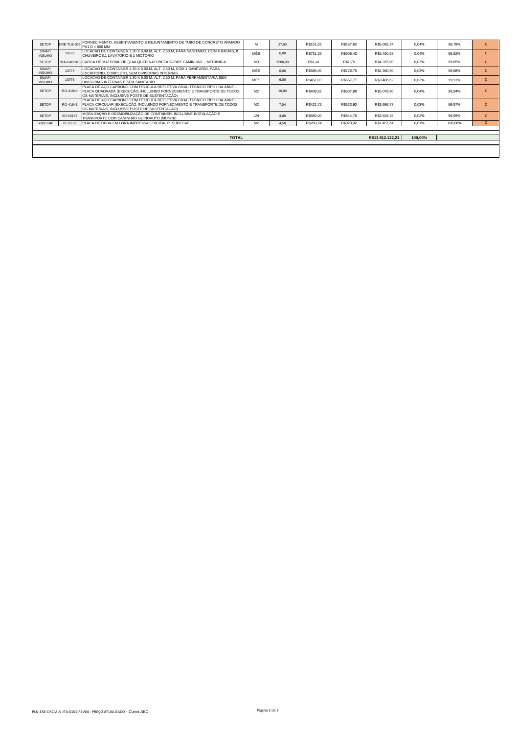| | | | | | | | | | | |
|---|---|---|---|---|---|---|---|---|---|---|
| SETOP | DRE-TUB-075 | FORNECIMENTO, ASSENTAMENTO E REJUNTAMENTO DE TUBO DE CONCRETO ARMADO PA1 D = 600 MM | M | 27,00 | R$151,03 | R$187,62 | R$5.065,74 | 0,04% | 99,78% | C |
| SINAPI INSUMO | 10778 | LOCACAO DE CONTAINER 2,30 X 6,00 M, ALT. 2,50 M, PARA SANITARIO, COM 4 BACIAS, 8 CHUVEIROS,1 LAVATORIO E 1 MICTORIO | MÊS | 6,00 | R$731,25 | R$908,43 | R$5.450,58 | 0,04% | 99,82% | C |
| SETOP | TRA-CAR-010 | CARGA DE MATERIAL DE QUALQUER NATUREZA SOBRE CAMINHÃO - MECÂNICA | M3 | 2500,00 | R$1,41 | R$1,75 | R$4.375,00 | 0,03% | 99,85% | C |
| SINAPI INSUMO | 10775 | LOCACAO DE CONTAINER 2,30 X 6,00 M, ALT. 2,50 M, COM 1 SANITARIO, PARA ESCRITORIO, COMPLETO, SEM DIVISORIAS INTERNAS | MÊS | 6,00 | R$585,00 | R$726,75 | R$4.360,50 | 0,03% | 99,88% | C |
| SINAPI INSUMO | 10776 | LOCACAO DE CONTAINER 2,30 X 6,00 M, ALT. 2,50 M, PARA FERRAMENTARIA SEM DIVISORIAS INTERNAS E SEM SANITARIO | MÊS | 6,00 | R$457,03 | R$567,77 | R$3.406,62 | 0,02% | 99,91% | C |
| SETOP | RO-41844 | PLACA DE AÇO CARBONO COM PELÍCULA REFLETIVA GRAU TÉCNICO TIPO I DA ABNT - PLACA QUADRADA (EXECUÇÃO, INCLUINDO FORNECIMENTO E TRANSPORTE DE TODOS OS MATERIAIS, INCLUSIVE POSTE DE SUSTENTAÇÃO) | M2 | 10,00 | R$408,82 | R$507,88 | R$5.078,80 | 0,04% | 99,94% | C |
| SETOP | RO-41841 | PLACA DE AÇO CARBONO COM PELÍCULA REFLETIVA GRAU TÉCNICO TIPO I DA ABNT - PLACA CIRCULAR (EXECUÇÃO, INCLUINDO FORNECIMENTO E TRANSPORTE DE TODOS OS MATERIAIS, INCLUSIVE POSTE DE SUSTENTAÇÃO) | M2 | 7,04 | R$421,72 | R$523,90 | R$3.686,77 | 0,03% | 99,97% | C |
| SETOP | ED-50137 | MOBILIZAÇÃO E DESMOBILIZAÇÃO DE CONTAINER, INCLUSIVE INSTALAÇÃO E TRANSPORTE COM CAMINHÃO GUINDAUTO (MUNCK) | UN | 3,00 | R$680,00 | R$844,76 | R$2.534,28 | 0,02% | 99,99% | C |
| SUDECAP | 01.03.02 | PLACA DE OBRA EM LONA IMPRESSAO DIGITAL P. SUDECAP | M2 | 4,50 | R$260,74 | R$323,92 | R$1.457,64 | 0,01% | 100,00% | C |
| | | **TOTAL** | | | | | **R$13.812.122,21** | **100,00%** | | |

PLN-EXE-ORC-ALV-ITA-0101-REV04 - PREÇO ATUALIZADO - Curva ABC